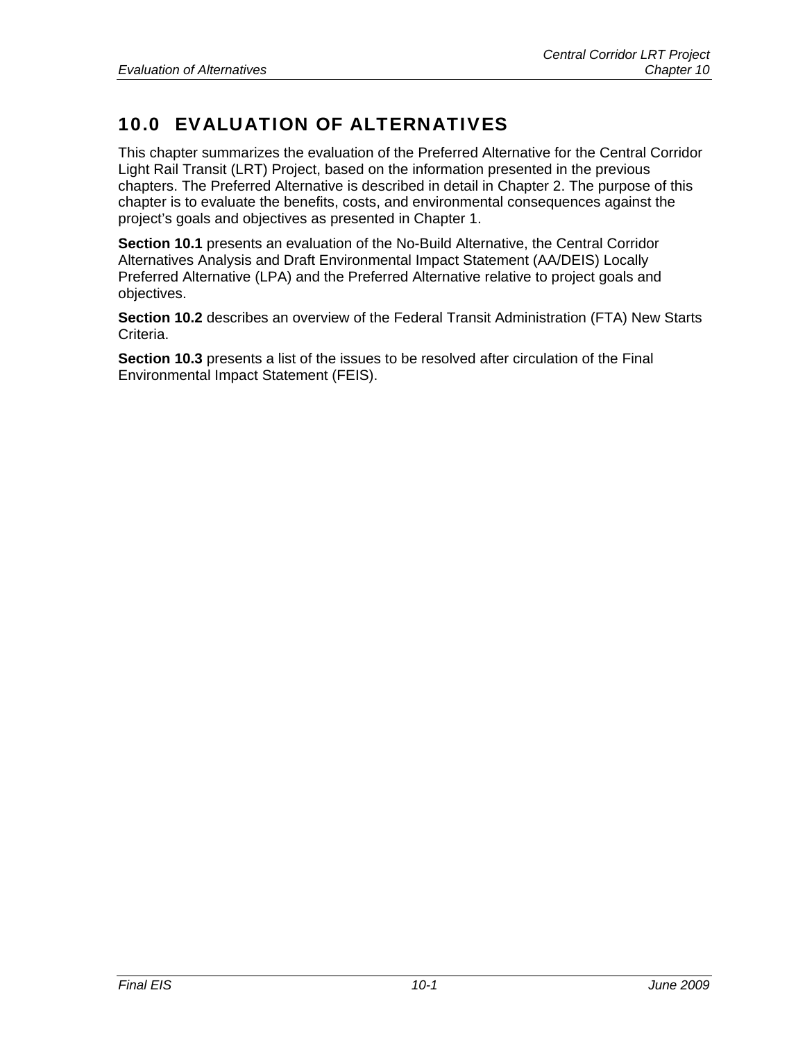# 10.0 EVALUATION OF ALTERNATIVES

This chapter summarizes the evaluation of the Preferred Alternative for the Central Corridor Light Rail Transit (LRT) Project, based on the information presented in the previous chapters. The Preferred Alternative is described in detail in Chapter 2. The purpose of this chapter is to evaluate the benefits, costs, and environmental consequences against the project's goals and objectives as presented in Chapter 1.

**Section 10.1** presents an evaluation of the No-Build Alternative, the Central Corridor Alternatives Analysis and Draft Environmental Impact Statement (AA/DEIS) Locally Preferred Alternative (LPA) and the Preferred Alternative relative to project goals and objectives.

**Section 10.2** describes an overview of the Federal Transit Administration (FTA) New Starts Criteria.

**Section 10.3** presents a list of the issues to be resolved after circulation of the Final Environmental Impact Statement (FEIS).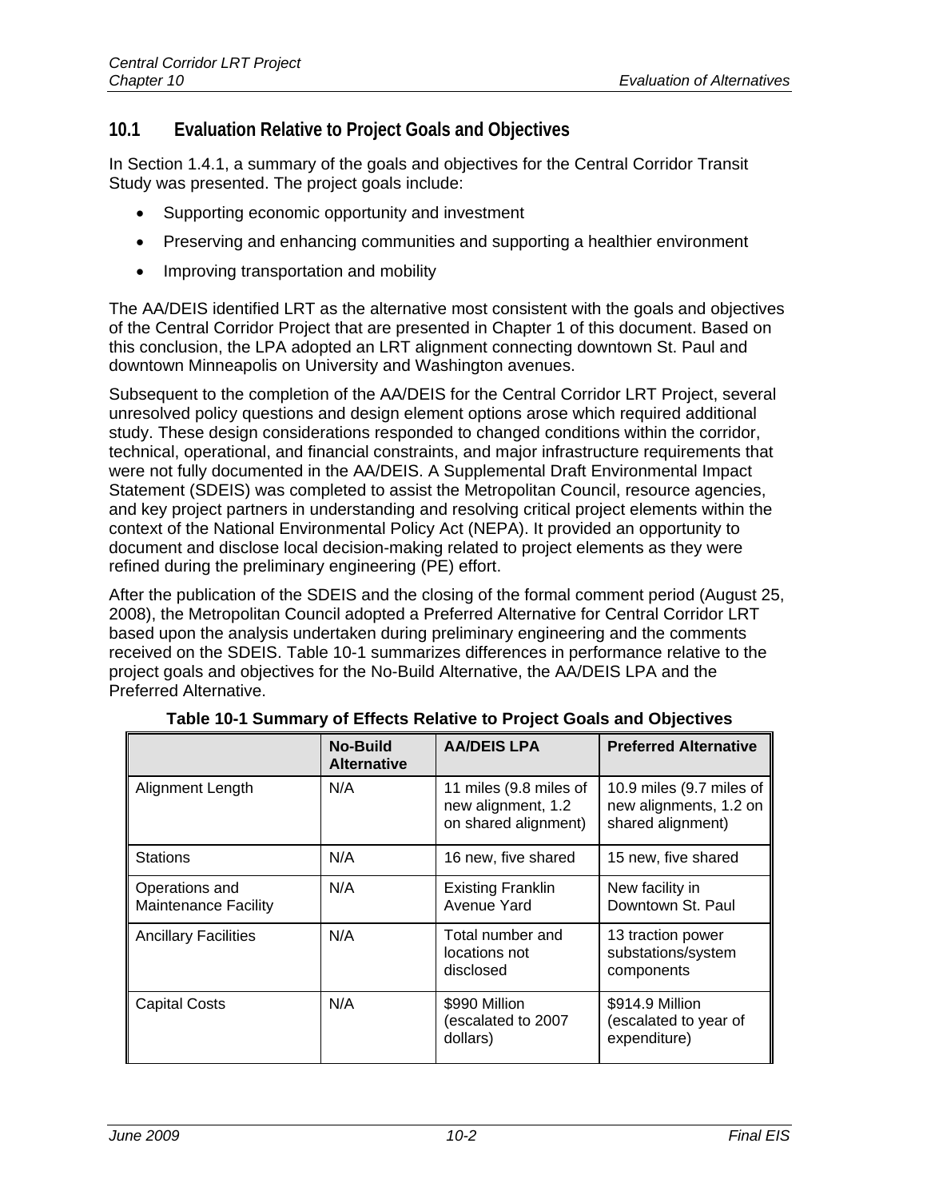## 10.1 Evaluation Relative to Project Goals and Objectives

In Section 1.4.1, a summary of the goals and objectives for the Central Corridor Transit Study was presented. The project goals include:

- Supporting economic opportunity and investment
- Preserving and enhancing communities and supporting a healthier environment
- Improving transportation and mobility

The AA/DEIS identified LRT as the alternative most consistent with the goals and objectives of the Central Corridor Project that are presented in Chapter 1 of this document. Based on this conclusion, the LPA adopted an LRT alignment connecting downtown St. Paul and downtown Minneapolis on University and Washington avenues.

Subsequent to the completion of the AA/DEIS for the Central Corridor LRT Project, several unresolved policy questions and design element options arose which required additional study. These design considerations responded to changed conditions within the corridor, technical, operational, and financial constraints, and major infrastructure requirements that were not fully documented in the AA/DEIS. A Supplemental Draft Environmental Impact Statement (SDEIS) was completed to assist the Metropolitan Council, resource agencies, and key project partners in understanding and resolving critical project elements within the context of the National Environmental Policy Act (NEPA). It provided an opportunity to document and disclose local decision-making related to project elements as they were refined during the preliminary engineering (PE) effort.

After the publication of the SDEIS and the closing of the formal comment period (August 25, 2008), the Metropolitan Council adopted a Preferred Alternative for Central Corridor LRT based upon the analysis undertaken during preliminary engineering and the comments received on the SDEIS. Table 10-1 summarizes differences in performance relative to the project goals and objectives for the No-Build Alternative, the AA/DEIS LPA and the Preferred Alternative.

**Table 10-1 Summary of Effects Relative to Project Goals and Objectives**

| | No-Build Alternative | AA/DEIS LPA | Preferred Alternative |
|---|---|---|---|
| Alignment Length | N/A | 11 miles (9.8 miles of new alignment, 1.2 on shared alignment) | 10.9 miles (9.7 miles of new alignments, 1.2 on shared alignment) |
| Stations | N/A | 16 new, five shared | 15 new, five shared |
| Operations and Maintenance Facility | N/A | Existing Franklin Avenue Yard | New facility in Downtown St. Paul |
| Ancillary Facilities | N/A | Total number and locations not disclosed | 13 traction power substations/system components |
| Capital Costs | N/A | $990 Million (escalated to 2007 dollars) | $914.9 Million (escalated to year of expenditure) |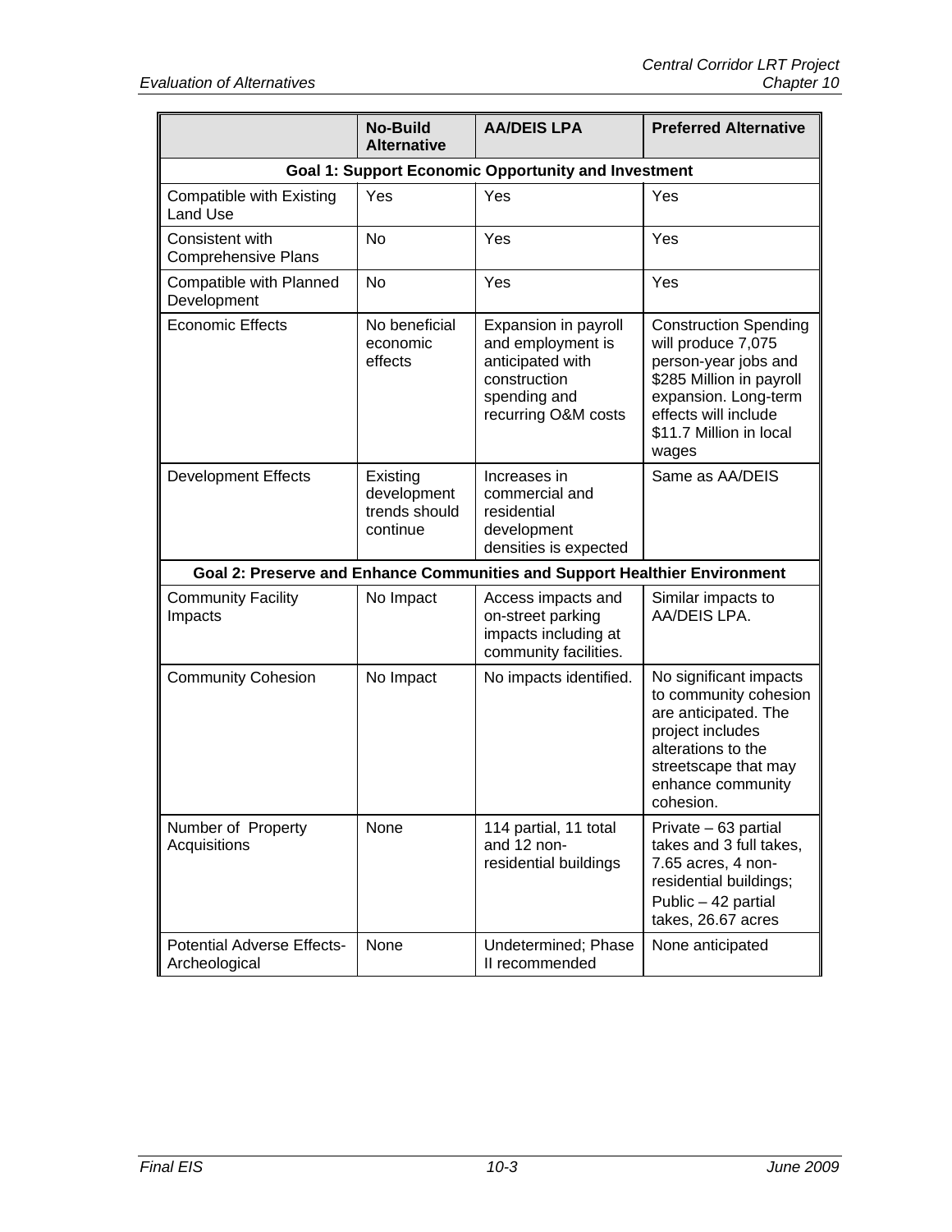| | No-Build Alternative | AA/DEIS LPA | Preferred Alternative |
|---|---|---|---|
| **Goal 1: Support Economic Opportunity and Investment** | | | |
| Compatible with Existing Land Use | Yes | Yes | Yes |
| Consistent with Comprehensive Plans | No | Yes | Yes |
| Compatible with Planned Development | No | Yes | Yes |
| Economic Effects | No beneficial economic effects | Expansion in payroll and employment is anticipated with construction spending and recurring O&M costs | Construction Spending will produce 7,075 person-year jobs and $285 Million in payroll expansion. Long-term effects will include $11.7 Million in local wages |
| Development Effects | Existing development trends should continue | Increases in commercial and residential development densities is expected | Same as AA/DEIS |
| **Goal 2: Preserve and Enhance Communities and Support Healthier Environment** | | | |
| Community Facility Impacts | No Impact | Access impacts and on-street parking impacts including at community facilities. | Similar impacts to AA/DEIS LPA. |
| Community Cohesion | No Impact | No impacts identified. | No significant impacts to community cohesion are anticipated. The project includes alterations to the streetscape that may enhance community cohesion. |
| Number of Property Acquisitions | None | 114 partial, 11 total and 12 non-residential buildings | Private – 63 partial takes and 3 full takes, 7.65 acres, 4 non-residential buildings; Public – 42 partial takes, 26.67 acres |
| Potential Adverse Effects-Archeological | None | Undetermined; Phase II recommended | None anticipated |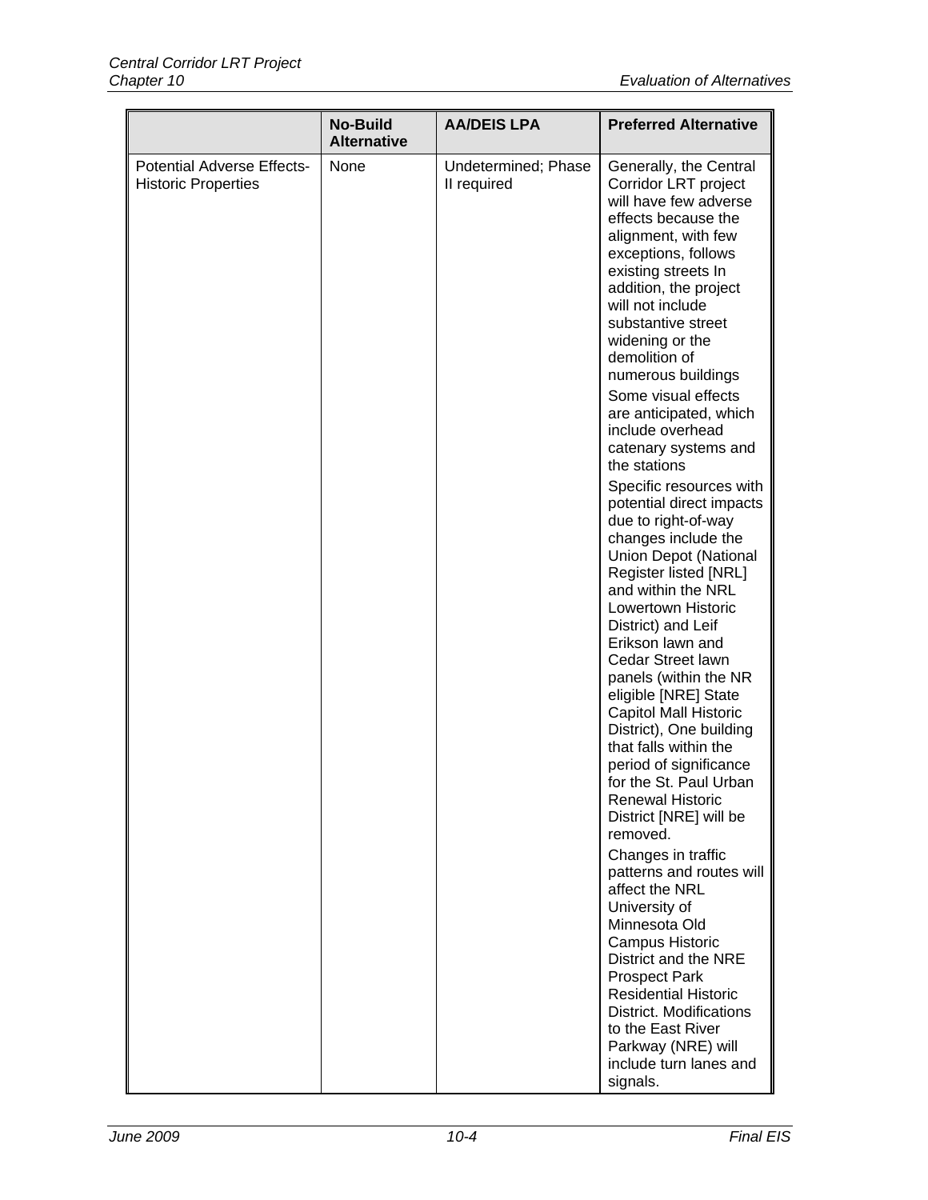| | No-Build Alternative | AA/DEIS LPA | Preferred Alternative |
|---|---|---|---|
| Potential Adverse Effects-Historic Properties | None | Undetermined; Phase II required | Generally, the Central Corridor LRT project will have few adverse effects because the alignment, with few exceptions, follows existing streets In addition, the project will not include substantive street widening or the demolition of numerous buildings<br><br>Some visual effects are anticipated, which include overhead catenary systems and the stations<br><br>Specific resources with potential direct impacts due to right-of-way changes include the Union Depot (National Register listed [NRL] and within the NRL Lowertown Historic District) and Leif Erikson lawn and Cedar Street lawn panels (within the NR eligible [NRE] State Capitol Mall Historic District), One building that falls within the period of significance for the St. Paul Urban Renewal Historic District [NRE] will be removed.<br><br>Changes in traffic patterns and routes will affect the NRL University of Minnesota Old Campus Historic District and the NRE Prospect Park Residential Historic District. Modifications to the East River Parkway (NRE) will include turn lanes and signals. |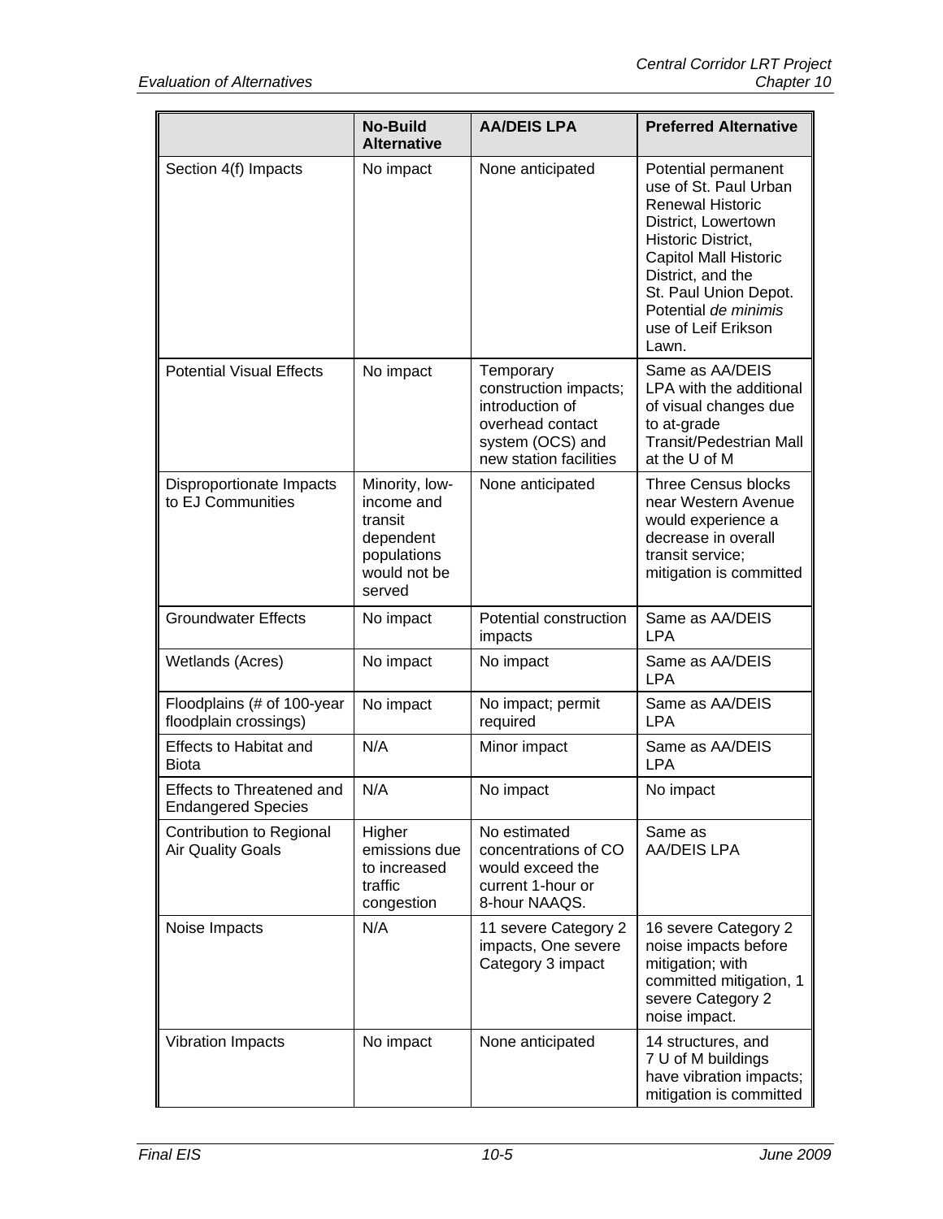| | No-Build Alternative | AA/DEIS LPA | Preferred Alternative |
|---|---|---|---|
| Section 4(f) Impacts | No impact | None anticipated | Potential permanent use of St. Paul Urban Renewal Historic District, Lowertown Historic District, Capitol Mall Historic District, and the St. Paul Union Depot. Potential *de minimis* use of Leif Erikson Lawn. |
| Potential Visual Effects | No impact | Temporary construction impacts; introduction of overhead contact system (OCS) and new station facilities | Same as AA/DEIS LPA with the additional of visual changes due to at-grade Transit/Pedestrian Mall at the U of M |
| Disproportionate Impacts to EJ Communities | Minority, low-income and transit dependent populations would not be served | None anticipated | Three Census blocks near Western Avenue would experience a decrease in overall transit service; mitigation is committed |
| Groundwater Effects | No impact | Potential construction impacts | Same as AA/DEIS LPA |
| Wetlands (Acres) | No impact | No impact | Same as AA/DEIS LPA |
| Floodplains (# of 100-year floodplain crossings) | No impact | No impact; permit required | Same as AA/DEIS LPA |
| Effects to Habitat and Biota | N/A | Minor impact | Same as AA/DEIS LPA |
| Effects to Threatened and Endangered Species | N/A | No impact | No impact |
| Contribution to Regional Air Quality Goals | Higher emissions due to increased traffic congestion | No estimated concentrations of CO would exceed the current 1-hour or 8-hour NAAQS. | Same as AA/DEIS LPA |
| Noise Impacts | N/A | 11 severe Category 2 impacts, One severe Category 3 impact | 16 severe Category 2 noise impacts before mitigation; with committed mitigation, 1 severe Category 2 noise impact. |
| Vibration Impacts | No impact | None anticipated | 14 structures, and 7 U of M buildings have vibration impacts; mitigation is committed |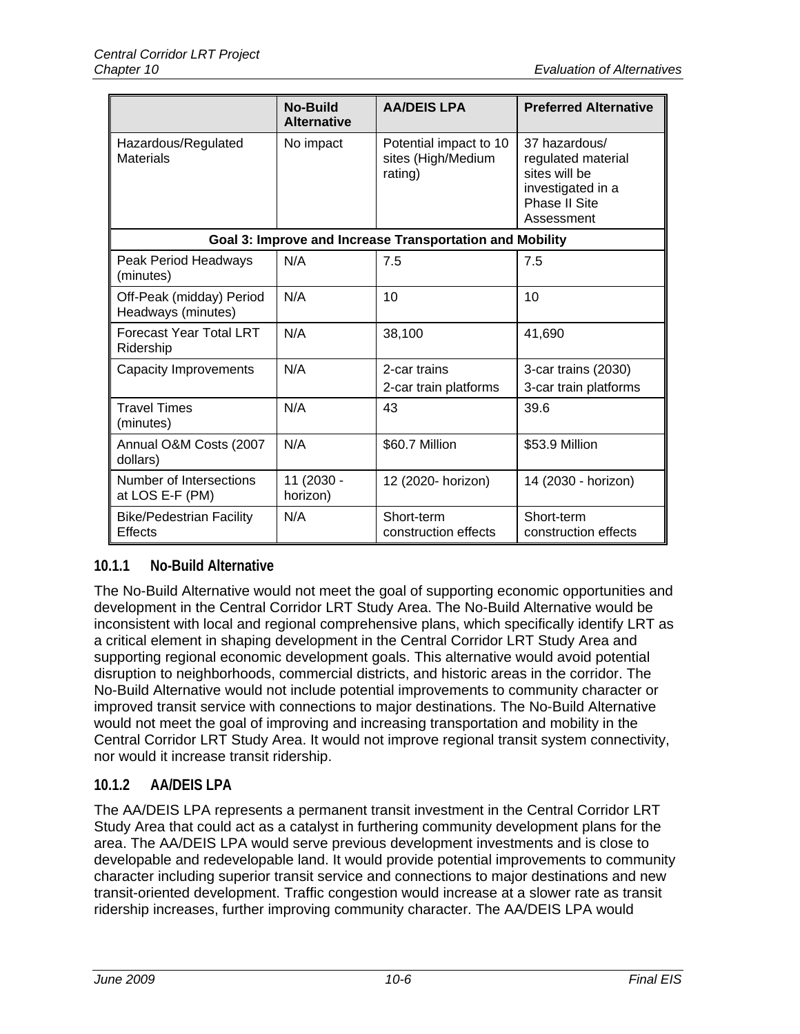| | No-Build Alternative | AA/DEIS LPA | Preferred Alternative |
|---|---|---|---|
| Hazardous/Regulated Materials | No impact | Potential impact to 10 sites (High/Medium rating) | 37 hazardous/ regulated material sites will be investigated in a Phase II Site Assessment |
| **Goal 3: Improve and Increase Transportation and Mobility** | | | |
| Peak Period Headways (minutes) | N/A | 7.5 | 7.5 |
| Off-Peak (midday) Period Headways (minutes) | N/A | 10 | 10 |
| Forecast Year Total LRT Ridership | N/A | 38,100 | 41,690 |
| Capacity Improvements | N/A | 2-car trains<br>2-car train platforms | 3-car trains (2030)<br>3-car train platforms |
| Travel Times (minutes) | N/A | 43 | 39.6 |
| Annual O&M Costs (2007 dollars) | N/A | $60.7 Million | $53.9 Million |
| Number of Intersections at LOS E-F (PM) | 11 (2030 - horizon) | 12 (2020- horizon) | 14 (2030 - horizon) |
| Bike/Pedestrian Facility Effects | N/A | Short-term construction effects | Short-term construction effects |

### 10.1.1 No-Build Alternative

The No-Build Alternative would not meet the goal of supporting economic opportunities and development in the Central Corridor LRT Study Area. The No-Build Alternative would be inconsistent with local and regional comprehensive plans, which specifically identify LRT as a critical element in shaping development in the Central Corridor LRT Study Area and supporting regional economic development goals. This alternative would avoid potential disruption to neighborhoods, commercial districts, and historic areas in the corridor. The No-Build Alternative would not include potential improvements to community character or improved transit service with connections to major destinations. The No-Build Alternative would not meet the goal of improving and increasing transportation and mobility in the Central Corridor LRT Study Area. It would not improve regional transit system connectivity, nor would it increase transit ridership.

### 10.1.2 AA/DEIS LPA

The AA/DEIS LPA represents a permanent transit investment in the Central Corridor LRT Study Area that could act as a catalyst in furthering community development plans for the area. The AA/DEIS LPA would serve previous development investments and is close to developable and redevelopable land. It would provide potential improvements to community character including superior transit service and connections to major destinations and new transit-oriented development. Traffic congestion would increase at a slower rate as transit ridership increases, further improving community character. The AA/DEIS LPA would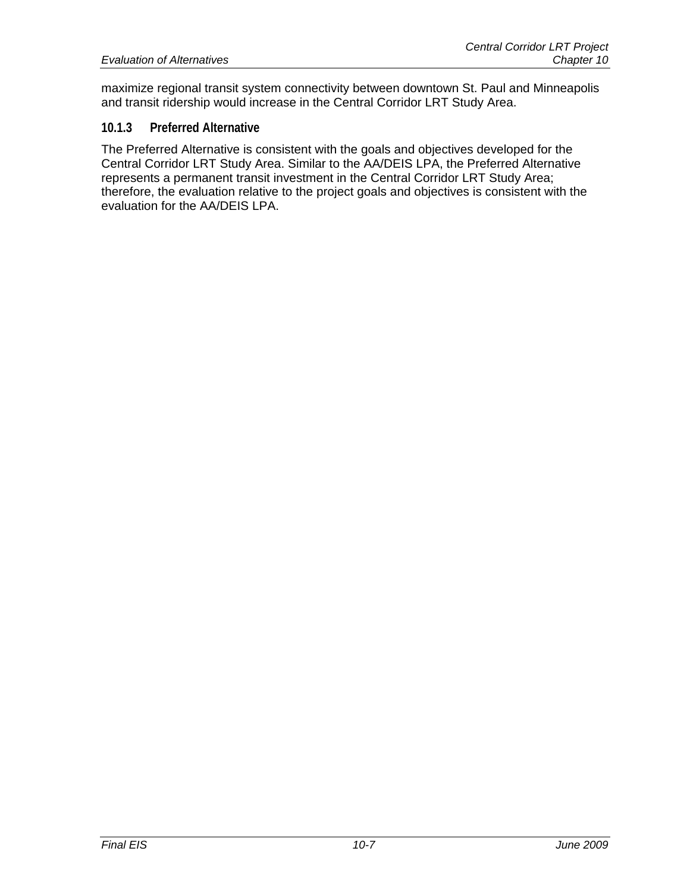maximize regional transit system connectivity between downtown St. Paul and Minneapolis and transit ridership would increase in the Central Corridor LRT Study Area.

### 10.1.3 Preferred Alternative

The Preferred Alternative is consistent with the goals and objectives developed for the Central Corridor LRT Study Area. Similar to the AA/DEIS LPA, the Preferred Alternative represents a permanent transit investment in the Central Corridor LRT Study Area; therefore, the evaluation relative to the project goals and objectives is consistent with the evaluation for the AA/DEIS LPA.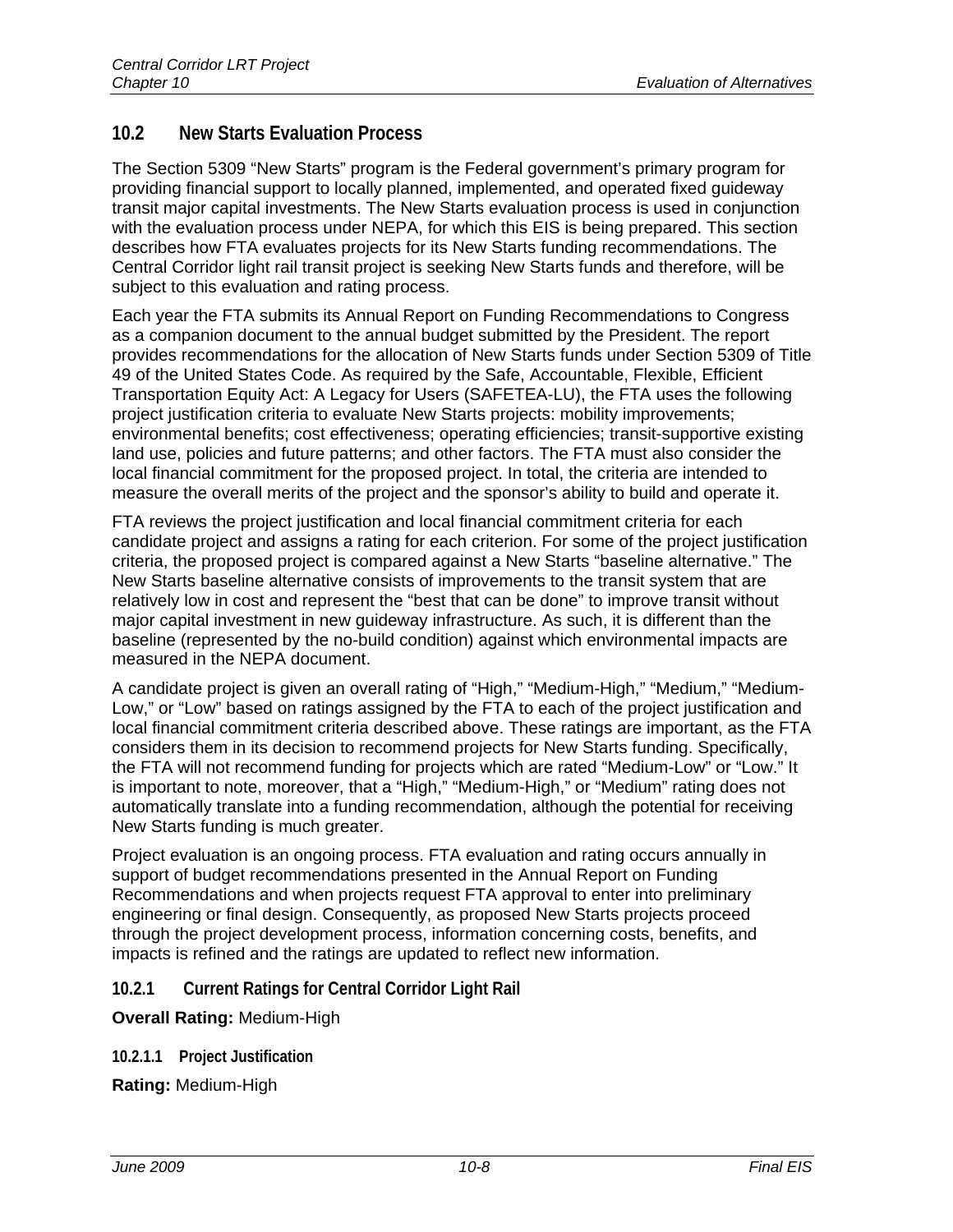## 10.2 New Starts Evaluation Process

The Section 5309 "New Starts" program is the Federal government's primary program for providing financial support to locally planned, implemented, and operated fixed guideway transit major capital investments. The New Starts evaluation process is used in conjunction with the evaluation process under NEPA, for which this EIS is being prepared. This section describes how FTA evaluates projects for its New Starts funding recommendations. The Central Corridor light rail transit project is seeking New Starts funds and therefore, will be subject to this evaluation and rating process.

Each year the FTA submits its Annual Report on Funding Recommendations to Congress as a companion document to the annual budget submitted by the President. The report provides recommendations for the allocation of New Starts funds under Section 5309 of Title 49 of the United States Code. As required by the Safe, Accountable, Flexible, Efficient Transportation Equity Act: A Legacy for Users (SAFETEA-LU), the FTA uses the following project justification criteria to evaluate New Starts projects: mobility improvements; environmental benefits; cost effectiveness; operating efficiencies; transit-supportive existing land use, policies and future patterns; and other factors. The FTA must also consider the local financial commitment for the proposed project. In total, the criteria are intended to measure the overall merits of the project and the sponsor's ability to build and operate it.

FTA reviews the project justification and local financial commitment criteria for each candidate project and assigns a rating for each criterion. For some of the project justification criteria, the proposed project is compared against a New Starts "baseline alternative." The New Starts baseline alternative consists of improvements to the transit system that are relatively low in cost and represent the "best that can be done" to improve transit without major capital investment in new guideway infrastructure. As such, it is different than the baseline (represented by the no-build condition) against which environmental impacts are measured in the NEPA document.

A candidate project is given an overall rating of "High," "Medium-High," "Medium," "Medium-Low," or "Low" based on ratings assigned by the FTA to each of the project justification and local financial commitment criteria described above. These ratings are important, as the FTA considers them in its decision to recommend projects for New Starts funding. Specifically, the FTA will not recommend funding for projects which are rated "Medium-Low" or "Low." It is important to note, moreover, that a "High," "Medium-High," or "Medium" rating does not automatically translate into a funding recommendation, although the potential for receiving New Starts funding is much greater.

Project evaluation is an ongoing process. FTA evaluation and rating occurs annually in support of budget recommendations presented in the Annual Report on Funding Recommendations and when projects request FTA approval to enter into preliminary engineering or final design. Consequently, as proposed New Starts projects proceed through the project development process, information concerning costs, benefits, and impacts is refined and the ratings are updated to reflect new information.

### 10.2.1 Current Ratings for Central Corridor Light Rail

**Overall Rating:** Medium-High

#### 10.2.1.1 Project Justification

**Rating:** Medium-High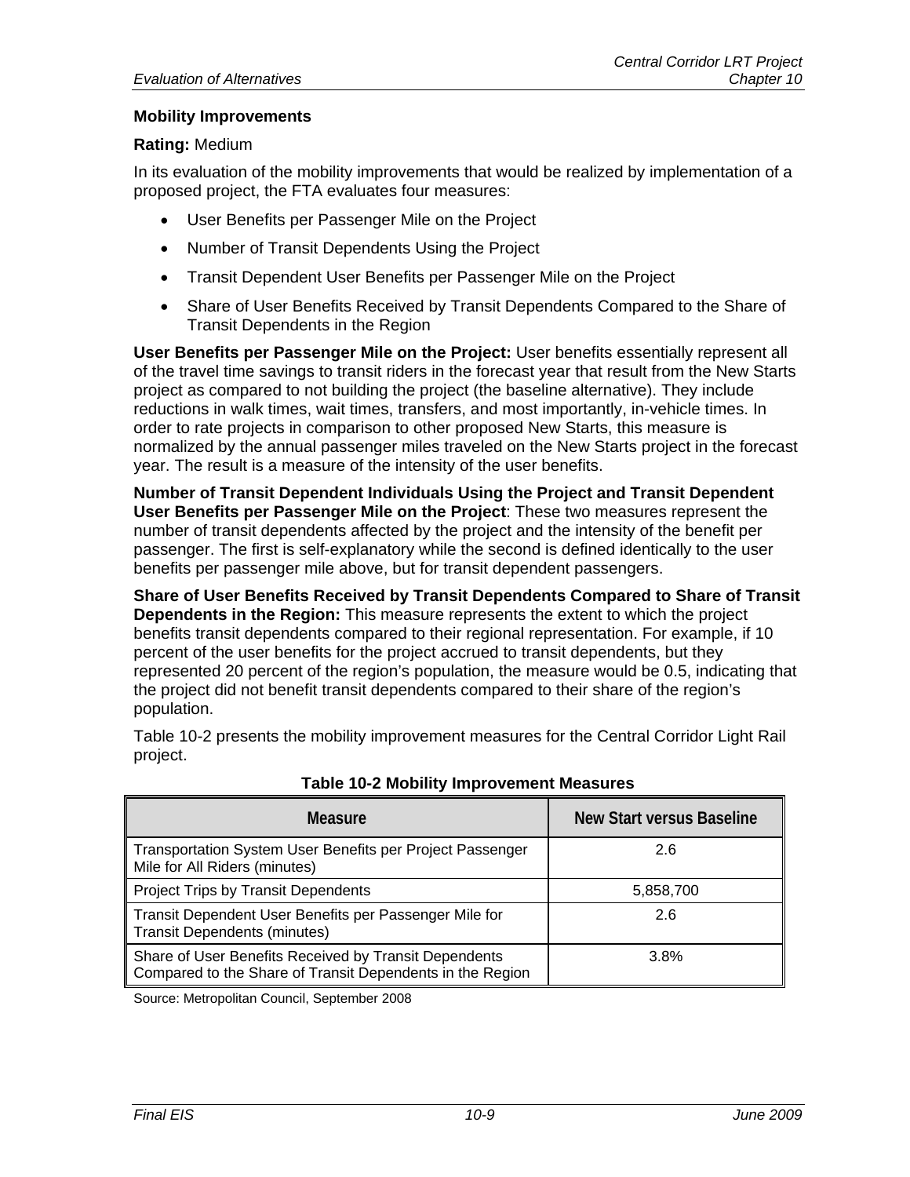### Mobility Improvements

**Rating:** Medium

In its evaluation of the mobility improvements that would be realized by implementation of a proposed project, the FTA evaluates four measures:

- User Benefits per Passenger Mile on the Project
- Number of Transit Dependents Using the Project
- Transit Dependent User Benefits per Passenger Mile on the Project
- Share of User Benefits Received by Transit Dependents Compared to the Share of Transit Dependents in the Region

**User Benefits per Passenger Mile on the Project:** User benefits essentially represent all of the travel time savings to transit riders in the forecast year that result from the New Starts project as compared to not building the project (the baseline alternative). They include reductions in walk times, wait times, transfers, and most importantly, in-vehicle times. In order to rate projects in comparison to other proposed New Starts, this measure is normalized by the annual passenger miles traveled on the New Starts project in the forecast year. The result is a measure of the intensity of the user benefits.

**Number of Transit Dependent Individuals Using the Project and Transit Dependent User Benefits per Passenger Mile on the Project**: These two measures represent the number of transit dependents affected by the project and the intensity of the benefit per passenger. The first is self-explanatory while the second is defined identically to the user benefits per passenger mile above, but for transit dependent passengers.

**Share of User Benefits Received by Transit Dependents Compared to Share of Transit Dependents in the Region:** This measure represents the extent to which the project benefits transit dependents compared to their regional representation. For example, if 10 percent of the user benefits for the project accrued to transit dependents, but they represented 20 percent of the region's population, the measure would be 0.5, indicating that the project did not benefit transit dependents compared to their share of the region's population.

Table 10-2 presents the mobility improvement measures for the Central Corridor Light Rail project.

**Table 10-2 Mobility Improvement Measures**

| Measure | New Start versus Baseline |
|---|---|
| Transportation System User Benefits per Project Passenger Mile for All Riders (minutes) | 2.6 |
| Project Trips by Transit Dependents | 5,858,700 |
| Transit Dependent User Benefits per Passenger Mile for Transit Dependents (minutes) | 2.6 |
| Share of User Benefits Received by Transit Dependents Compared to the Share of Transit Dependents in the Region | 3.8% |

Source: Metropolitan Council, September 2008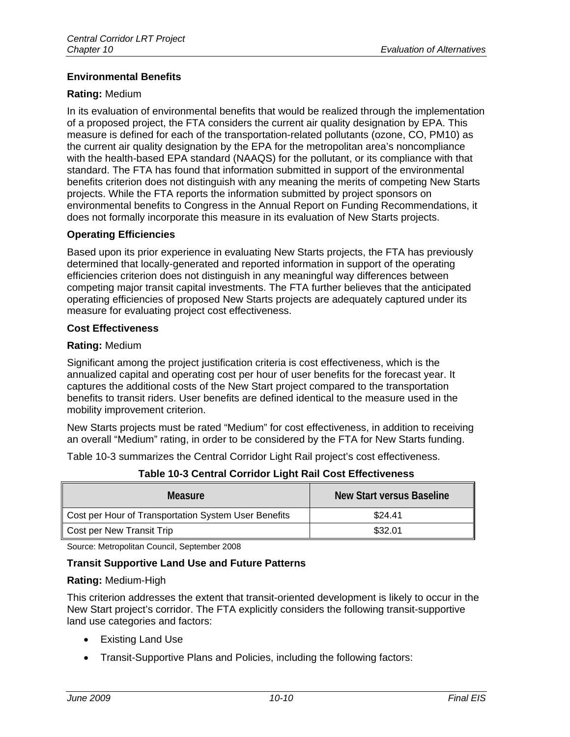### Environmental Benefits

**Rating:** Medium

In its evaluation of environmental benefits that would be realized through the implementation of a proposed project, the FTA considers the current air quality designation by EPA. This measure is defined for each of the transportation-related pollutants (ozone, CO, PM10) as the current air quality designation by the EPA for the metropolitan area's noncompliance with the health-based EPA standard (NAAQS) for the pollutant, or its compliance with that standard. The FTA has found that information submitted in support of the environmental benefits criterion does not distinguish with any meaning the merits of competing New Starts projects. While the FTA reports the information submitted by project sponsors on environmental benefits to Congress in the Annual Report on Funding Recommendations, it does not formally incorporate this measure in its evaluation of New Starts projects.

### Operating Efficiencies

Based upon its prior experience in evaluating New Starts projects, the FTA has previously determined that locally-generated and reported information in support of the operating efficiencies criterion does not distinguish in any meaningful way differences between competing major transit capital investments. The FTA further believes that the anticipated operating efficiencies of proposed New Starts projects are adequately captured under its measure for evaluating project cost effectiveness.

### Cost Effectiveness

**Rating:** Medium

Significant among the project justification criteria is cost effectiveness, which is the annualized capital and operating cost per hour of user benefits for the forecast year. It captures the additional costs of the New Start project compared to the transportation benefits to transit riders. User benefits are defined identical to the measure used in the mobility improvement criterion.

New Starts projects must be rated "Medium" for cost effectiveness, in addition to receiving an overall "Medium" rating, in order to be considered by the FTA for New Starts funding.

Table 10-3 summarizes the Central Corridor Light Rail project's cost effectiveness.

**Table 10-3 Central Corridor Light Rail Cost Effectiveness**

| Measure | New Start versus Baseline |
|---|---|
| Cost per Hour of Transportation System User Benefits | \$24.41 |
| Cost per New Transit Trip | \$32.01 |

Source: Metropolitan Council, September 2008

### Transit Supportive Land Use and Future Patterns

**Rating:** Medium-High

This criterion addresses the extent that transit-oriented development is likely to occur in the New Start project's corridor. The FTA explicitly considers the following transit-supportive land use categories and factors:

- Existing Land Use
- Transit-Supportive Plans and Policies, including the following factors: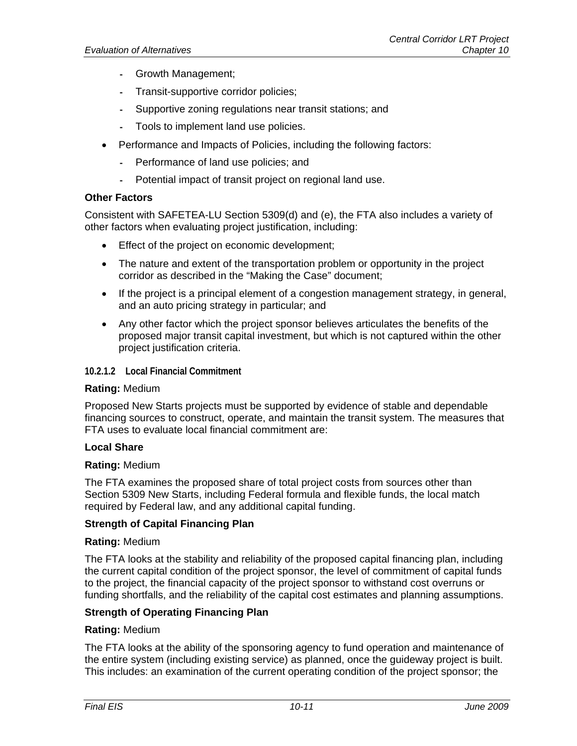- Growth Management;
  - Transit-supportive corridor policies;
  - Supportive zoning regulations near transit stations; and
  - Tools to implement land use policies.
- Performance and Impacts of Policies, including the following factors:
  - Performance of land use policies; and
  - Potential impact of transit project on regional land use.

**Other Factors**

Consistent with SAFETEA-LU Section 5309(d) and (e), the FTA also includes a variety of other factors when evaluating project justification, including:

- Effect of the project on economic development;
- The nature and extent of the transportation problem or opportunity in the project corridor as described in the "Making the Case" document;
- If the project is a principal element of a congestion management strategy, in general, and an auto pricing strategy in particular; and
- Any other factor which the project sponsor believes articulates the benefits of the proposed major transit capital investment, but which is not captured within the other project justification criteria.

#### 10.2.1.2 Local Financial Commitment

**Rating:** Medium

Proposed New Starts projects must be supported by evidence of stable and dependable financing sources to construct, operate, and maintain the transit system. The measures that FTA uses to evaluate local financial commitment are:

**Local Share**

**Rating:** Medium

The FTA examines the proposed share of total project costs from sources other than Section 5309 New Starts, including Federal formula and flexible funds, the local match required by Federal law, and any additional capital funding.

**Strength of Capital Financing Plan**

**Rating:** Medium

The FTA looks at the stability and reliability of the proposed capital financing plan, including the current capital condition of the project sponsor, the level of commitment of capital funds to the project, the financial capacity of the project sponsor to withstand cost overruns or funding shortfalls, and the reliability of the capital cost estimates and planning assumptions.

**Strength of Operating Financing Plan**

**Rating:** Medium

The FTA looks at the ability of the sponsoring agency to fund operation and maintenance of the entire system (including existing service) as planned, once the guideway project is built. This includes: an examination of the current operating condition of the project sponsor; the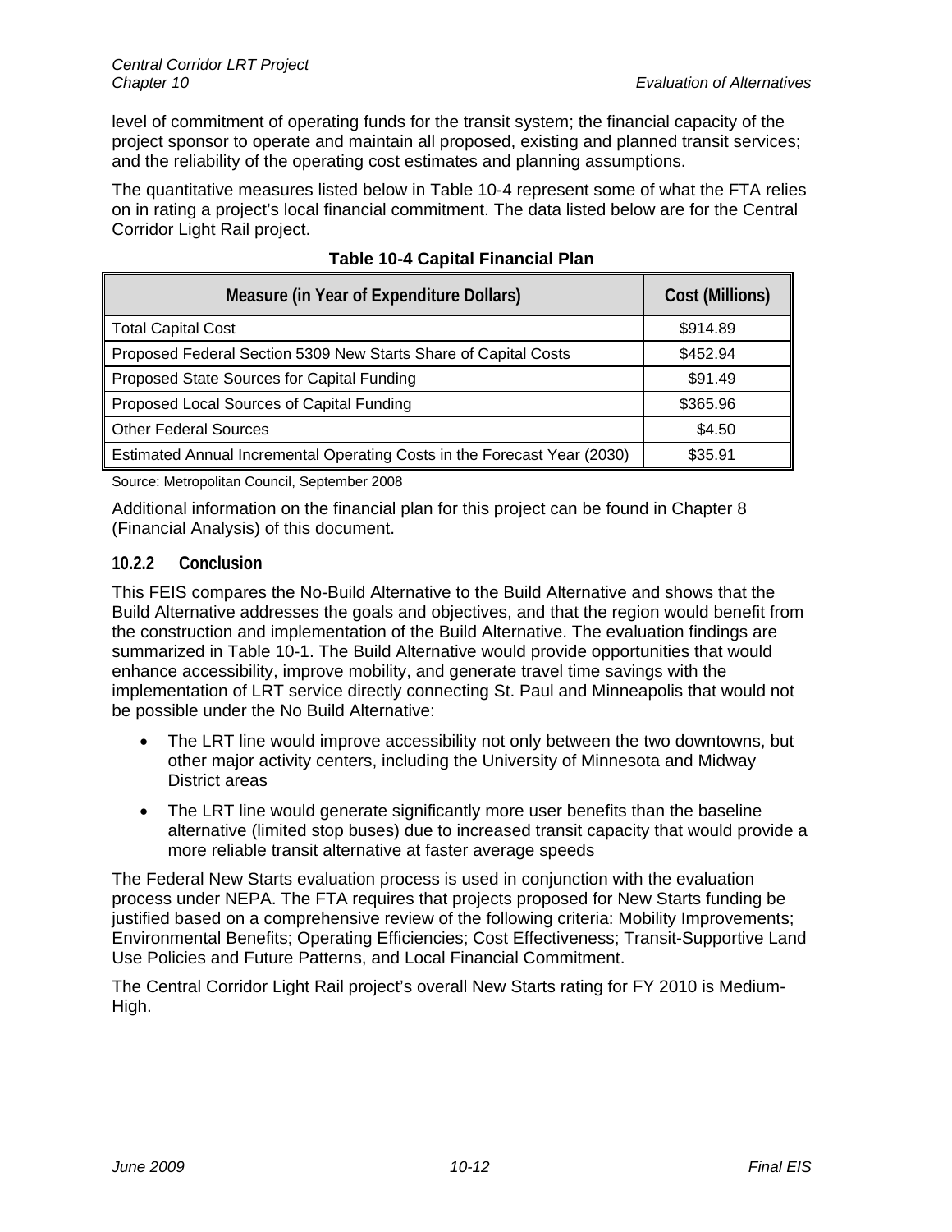level of commitment of operating funds for the transit system; the financial capacity of the project sponsor to operate and maintain all proposed, existing and planned transit services; and the reliability of the operating cost estimates and planning assumptions.

The quantitative measures listed below in Table 10-4 represent some of what the FTA relies on in rating a project's local financial commitment. The data listed below are for the Central Corridor Light Rail project.

**Table 10-4 Capital Financial Plan**

| Measure (in Year of Expenditure Dollars) | Cost (Millions) |
|---|---|
| Total Capital Cost | $914.89 |
| Proposed Federal Section 5309 New Starts Share of Capital Costs | $452.94 |
| Proposed State Sources for Capital Funding | $91.49 |
| Proposed Local Sources of Capital Funding | $365.96 |
| Other Federal Sources | $4.50 |
| Estimated Annual Incremental Operating Costs in the Forecast Year (2030) | $35.91 |

Source: Metropolitan Council, September 2008

Additional information on the financial plan for this project can be found in Chapter 8 (Financial Analysis) of this document.

### 10.2.2 Conclusion

This FEIS compares the No-Build Alternative to the Build Alternative and shows that the Build Alternative addresses the goals and objectives, and that the region would benefit from the construction and implementation of the Build Alternative. The evaluation findings are summarized in Table 10-1. The Build Alternative would provide opportunities that would enhance accessibility, improve mobility, and generate travel time savings with the implementation of LRT service directly connecting St. Paul and Minneapolis that would not be possible under the No Build Alternative:

- The LRT line would improve accessibility not only between the two downtowns, but other major activity centers, including the University of Minnesota and Midway District areas
- The LRT line would generate significantly more user benefits than the baseline alternative (limited stop buses) due to increased transit capacity that would provide a more reliable transit alternative at faster average speeds

The Federal New Starts evaluation process is used in conjunction with the evaluation process under NEPA. The FTA requires that projects proposed for New Starts funding be justified based on a comprehensive review of the following criteria: Mobility Improvements; Environmental Benefits; Operating Efficiencies; Cost Effectiveness; Transit-Supportive Land Use Policies and Future Patterns, and Local Financial Commitment.

The Central Corridor Light Rail project's overall New Starts rating for FY 2010 is Medium-High.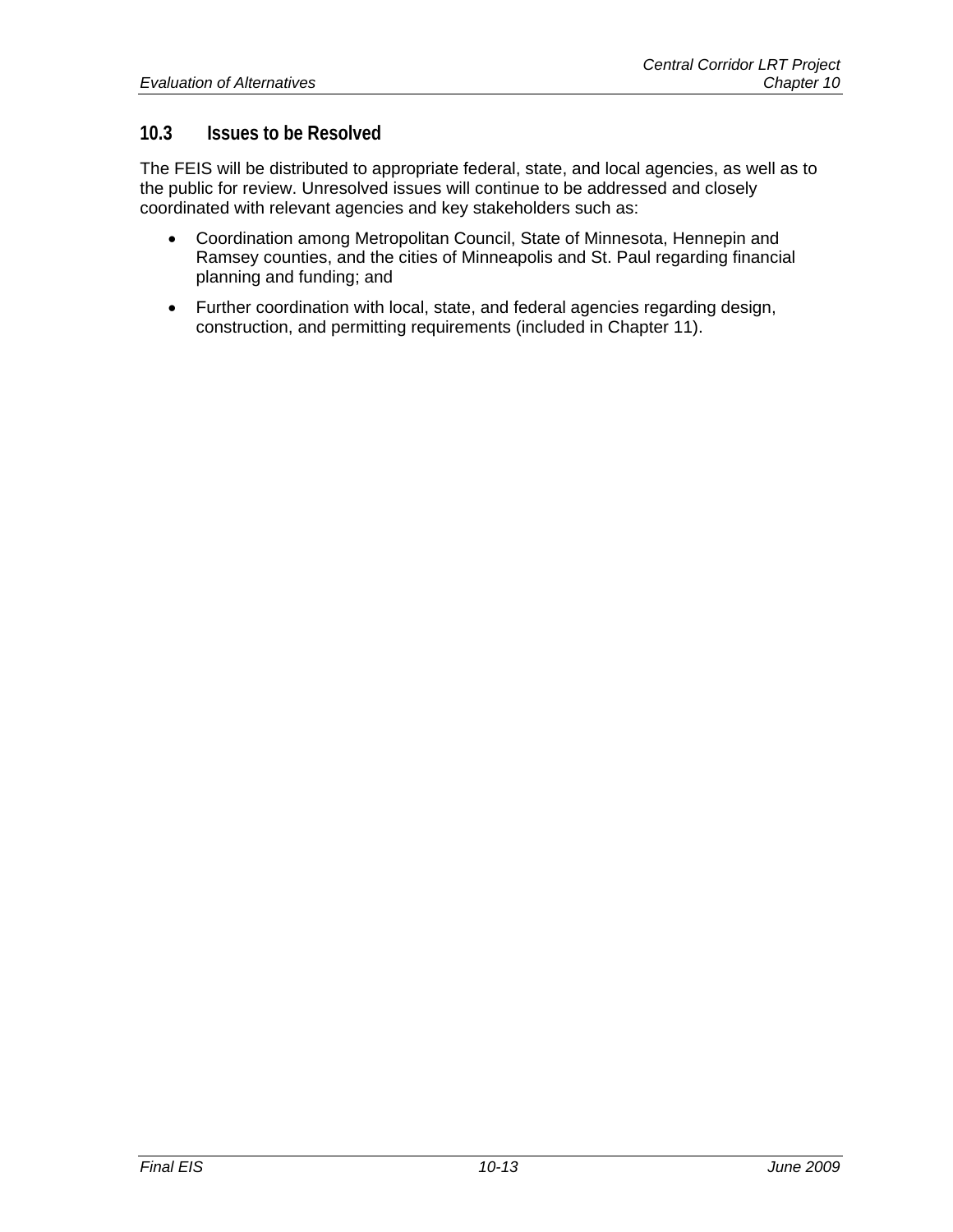## 10.3 Issues to be Resolved

The FEIS will be distributed to appropriate federal, state, and local agencies, as well as to the public for review. Unresolved issues will continue to be addressed and closely coordinated with relevant agencies and key stakeholders such as:

- Coordination among Metropolitan Council, State of Minnesota, Hennepin and Ramsey counties, and the cities of Minneapolis and St. Paul regarding financial planning and funding; and
- Further coordination with local, state, and federal agencies regarding design, construction, and permitting requirements (included in Chapter 11).